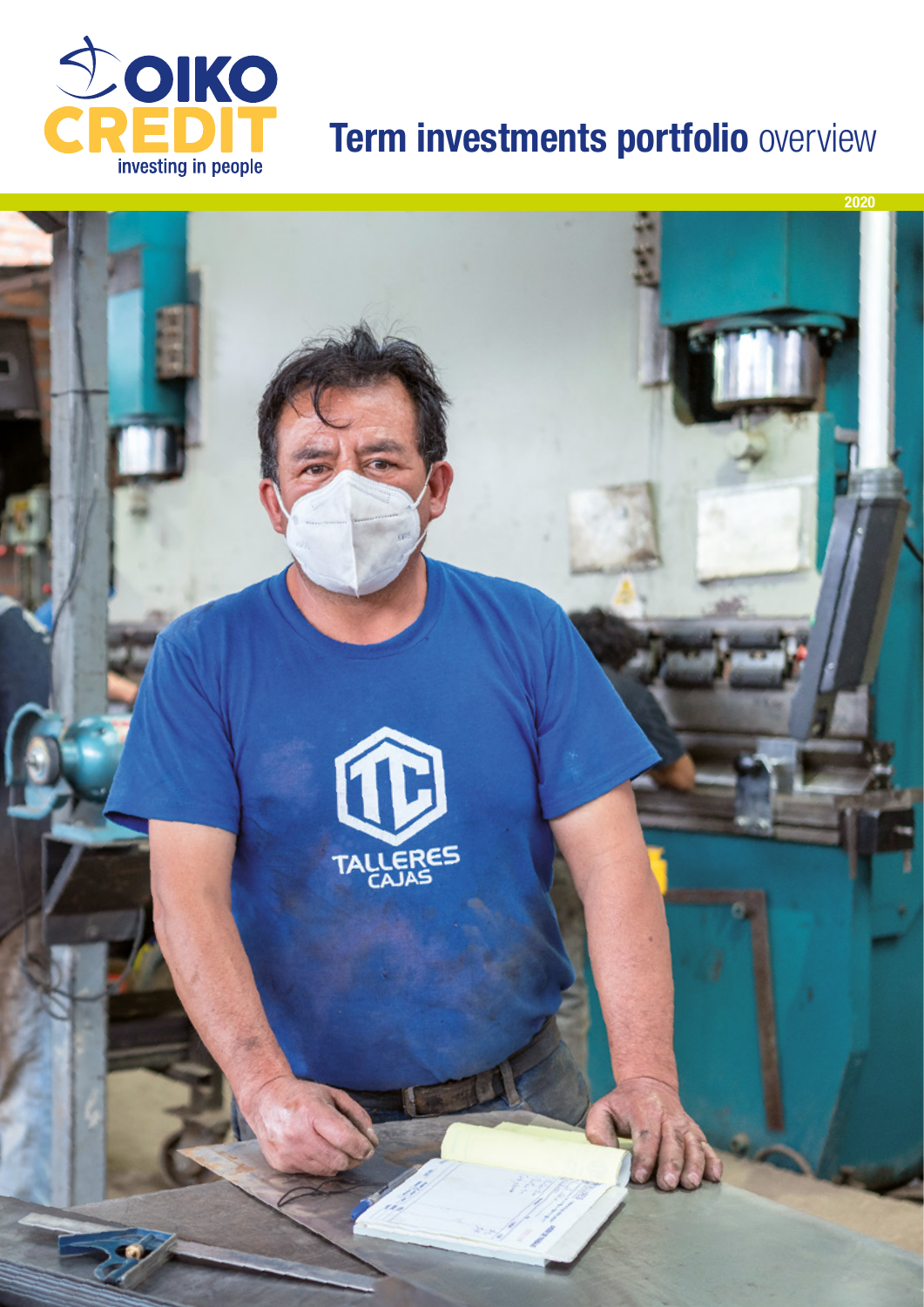OIKO CREDIT
investing in people

# **Term investments portfolio** overview

2020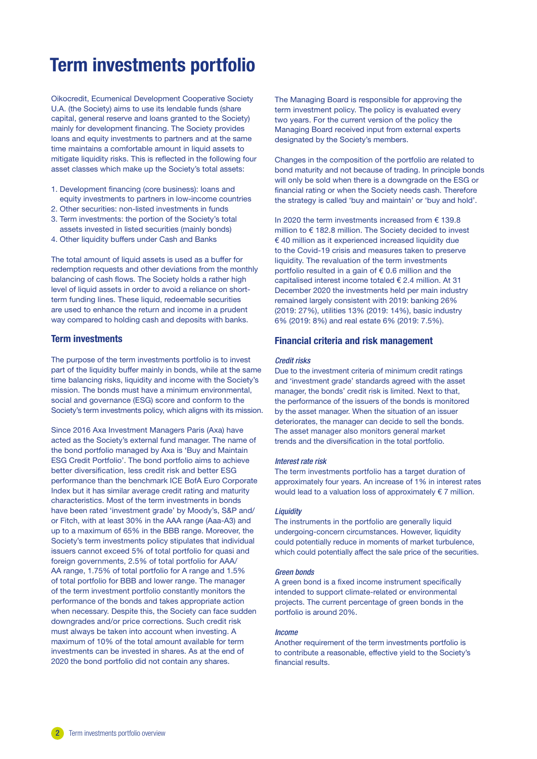# Term investments portfolio

Oikocredit, Ecumenical Development Cooperative Society U.A. (the Society) aims to use its lendable funds (share capital, general reserve and loans granted to the Society) mainly for development financing. The Society provides loans and equity investments to partners and at the same time maintains a comfortable amount in liquid assets to mitigate liquidity risks. This is reflected in the following four asset classes which make up the Society's total assets:

1. Development financing (core business): loans and equity investments to partners in low-income countries
2. Other securities: non-listed investments in funds
3. Term investments: the portion of the Society's total assets invested in listed securities (mainly bonds)
4. Other liquidity buffers under Cash and Banks

The total amount of liquid assets is used as a buffer for redemption requests and other deviations from the monthly balancing of cash flows. The Society holds a rather high level of liquid assets in order to avoid a reliance on short-term funding lines. These liquid, redeemable securities are used to enhance the return and income in a prudent way compared to holding cash and deposits with banks.

## Term investments

The purpose of the term investments portfolio is to invest part of the liquidity buffer mainly in bonds, while at the same time balancing risks, liquidity and income with the Society's mission. The bonds must have a minimum environmental, social and governance (ESG) score and conform to the Society's term investments policy, which aligns with its mission.

Since 2016 Axa Investment Managers Paris (Axa) have acted as the Society's external fund manager. The name of the bond portfolio managed by Axa is 'Buy and Maintain ESG Credit Portfolio'. The bond portfolio aims to achieve better diversification, less credit risk and better ESG performance than the benchmark ICE BofA Euro Corporate Index but it has similar average credit rating and maturity characteristics. Most of the term investments in bonds have been rated 'investment grade' by Moody's, S&P and/or Fitch, with at least 30% in the AAA range (Aaa-A3) and up to a maximum of 65% in the BBB range. Moreover, the Society's term investments policy stipulates that individual issuers cannot exceed 5% of total portfolio for quasi and foreign governments, 2.5% of total portfolio for AAA/AA range, 1.75% of total portfolio for A range and 1.5% of total portfolio for BBB and lower range. The manager of the term investment portfolio constantly monitors the performance of the bonds and takes appropriate action when necessary. Despite this, the Society can face sudden downgrades and/or price corrections. Such credit risk must always be taken into account when investing. A maximum of 10% of the total amount available for term investments can be invested in shares. As at the end of 2020 the bond portfolio did not contain any shares.

The Managing Board is responsible for approving the term investment policy. The policy is evaluated every two years. For the current version of the policy the Managing Board received input from external experts designated by the Society's members.

Changes in the composition of the portfolio are related to bond maturity and not because of trading. In principle bonds will only be sold when there is a downgrade on the ESG or financial rating or when the Society needs cash. Therefore the strategy is called 'buy and maintain' or 'buy and hold'.

In 2020 the term investments increased from € 139.8 million to € 182.8 million. The Society decided to invest € 40 million as it experienced increased liquidity due to the Covid-19 crisis and measures taken to preserve liquidity. The revaluation of the term investments portfolio resulted in a gain of € 0.6 million and the capitalised interest income totaled € 2.4 million. At 31 December 2020 the investments held per main industry remained largely consistent with 2019: banking 26% (2019: 27%), utilities 13% (2019: 14%), basic industry 6% (2019: 8%) and real estate 6% (2019: 7.5%).

## Financial criteria and risk management

### *Credit risks*

Due to the investment criteria of minimum credit ratings and 'investment grade' standards agreed with the asset manager, the bonds' credit risk is limited. Next to that, the performance of the issuers of the bonds is monitored by the asset manager. When the situation of an issuer deteriorates, the manager can decide to sell the bonds. The asset manager also monitors general market trends and the diversification in the total portfolio.

### *Interest rate risk*

The term investments portfolio has a target duration of approximately four years. An increase of 1% in interest rates would lead to a valuation loss of approximately € 7 million.

### *Liquidity*

The instruments in the portfolio are generally liquid undergoing-concern circumstances. However, liquidity could potentially reduce in moments of market turbulence, which could potentially affect the sale price of the securities.

### *Green bonds*

A green bond is a fixed income instrument specifically intended to support climate-related or environmental projects. The current percentage of green bonds in the portfolio is around 20%.

### *Income*

Another requirement of the term investments portfolio is to contribute a reasonable, effective yield to the Society's financial results.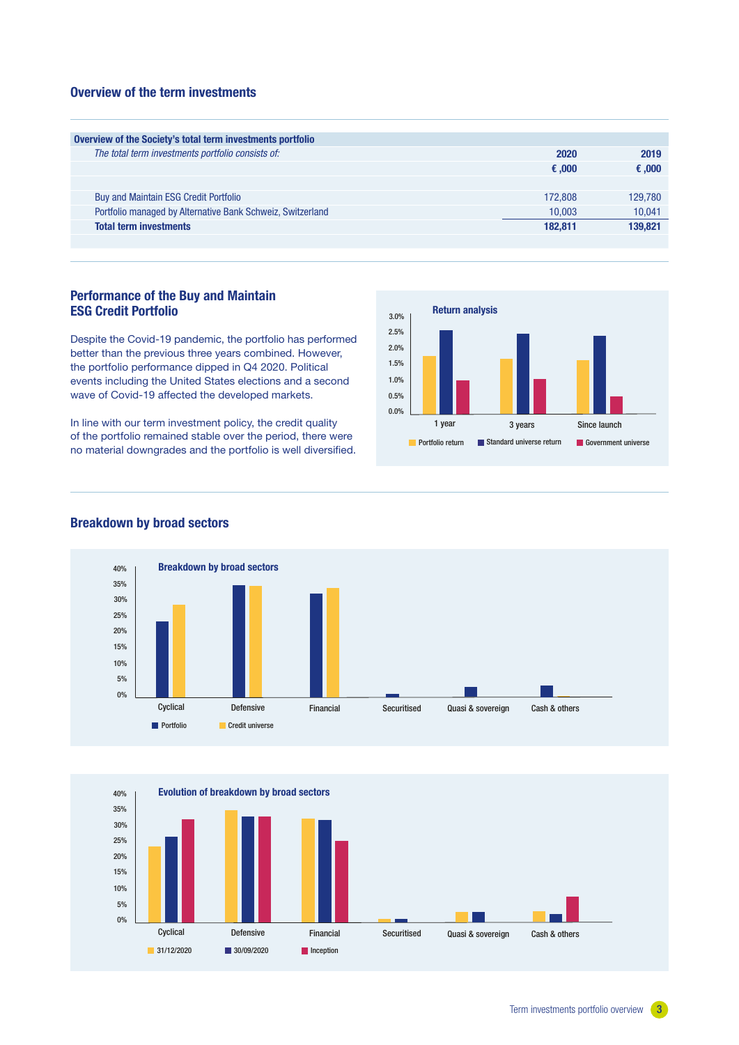## Overview of the term investments

| Overview of the Society's total term investments portfolio | | |
|---|---|---|
| *The total term investments portfolio consists of:* | **2020** | **2019** |
| | **€ ,000** | **€ ,000** |
| Buy and Maintain ESG Credit Portfolio | 172,808 | 129,780 |
| Portfolio managed by Alternative Bank Schweiz, Switzerland | 10,003 | 10,041 |
| **Total term investments** | **182,811** | **139,821** |

## Performance of the Buy and Maintain ESG Credit Portfolio

Despite the Covid-19 pandemic, the portfolio has performed better than the previous three years combined. However, the portfolio performance dipped in Q4 2020. Political events including the United States elections and a second wave of Covid-19 affected the developed markets.

In line with our term investment policy, the credit quality of the portfolio remained stable over the period, there were no material downgrades and the portfolio is well diversified.

Return analysis

3.0%
2.5%
2.0%
1.5%
1.0%
0.5%
0.0%

1 year
3 years
Since launch

Portfolio return
Standard universe return
Government universe

## Breakdown by broad sectors

Breakdown by broad sectors

40%
35%
30%
25%
20%
15%
10%
5%
0%

Cyclical
Defensive
Financial
Securitised
Quasi & sovereign
Cash & others

Portfolio
Credit universe

Evolution of breakdown by broad sectors

40%
35%
30%
25%
20%
15%
10%
5%
0%

Cyclical
Defensive
Financial
Securitised
Quasi & sovereign
Cash & others

31/12/2020
30/09/2020
Inception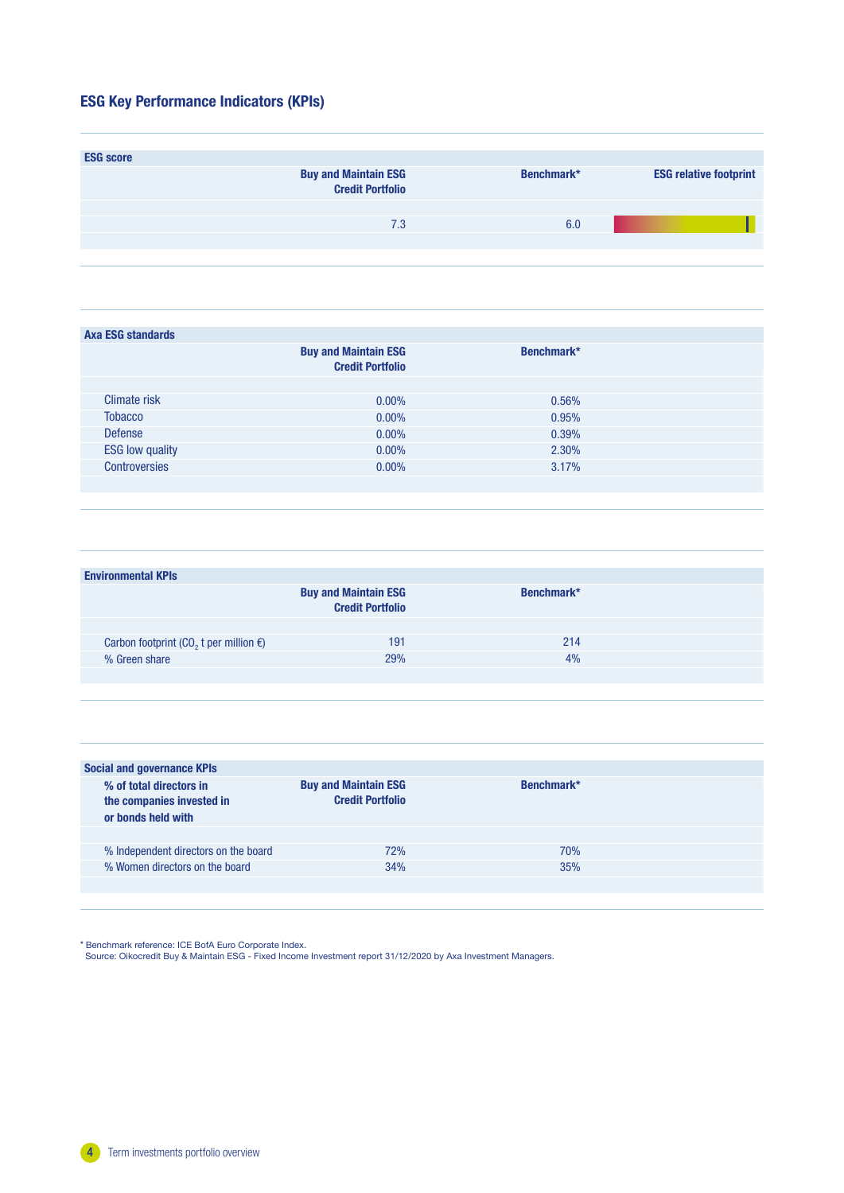## ESG Key Performance Indicators (KPIs)

| ESG score | Buy and Maintain ESG Credit Portfolio | Benchmark* | ESG relative footprint |
|---|---|---|---|
| | 7.3 | 6.0 | |

| Axa ESG standards | Buy and Maintain ESG Credit Portfolio | Benchmark* |
|---|---|---|
| Climate risk | 0.00% | 0.56% |
| Tobacco | 0.00% | 0.95% |
| Defense | 0.00% | 0.39% |
| ESG low quality | 0.00% | 2.30% |
| Controversies | 0.00% | 3.17% |

| Environmental KPIs | Buy and Maintain ESG Credit Portfolio | Benchmark* |
|---|---|---|
| Carbon footprint ($CO_2$ t per million €) | 191 | 214 |
| % Green share | 29% | 4% |

| Social and governance KPIs<br>% of total directors in the companies invested in or bonds held with | Buy and Maintain ESG Credit Portfolio | Benchmark* |
|---|---|---|
| % Independent directors on the board | 72% | 70% |
| % Women directors on the board | 34% | 35% |

* Benchmark reference: ICE BofA Euro Corporate Index.
Source: Oikocredit Buy & Maintain ESG - Fixed Income Investment report 31/12/2020 by Axa Investment Managers.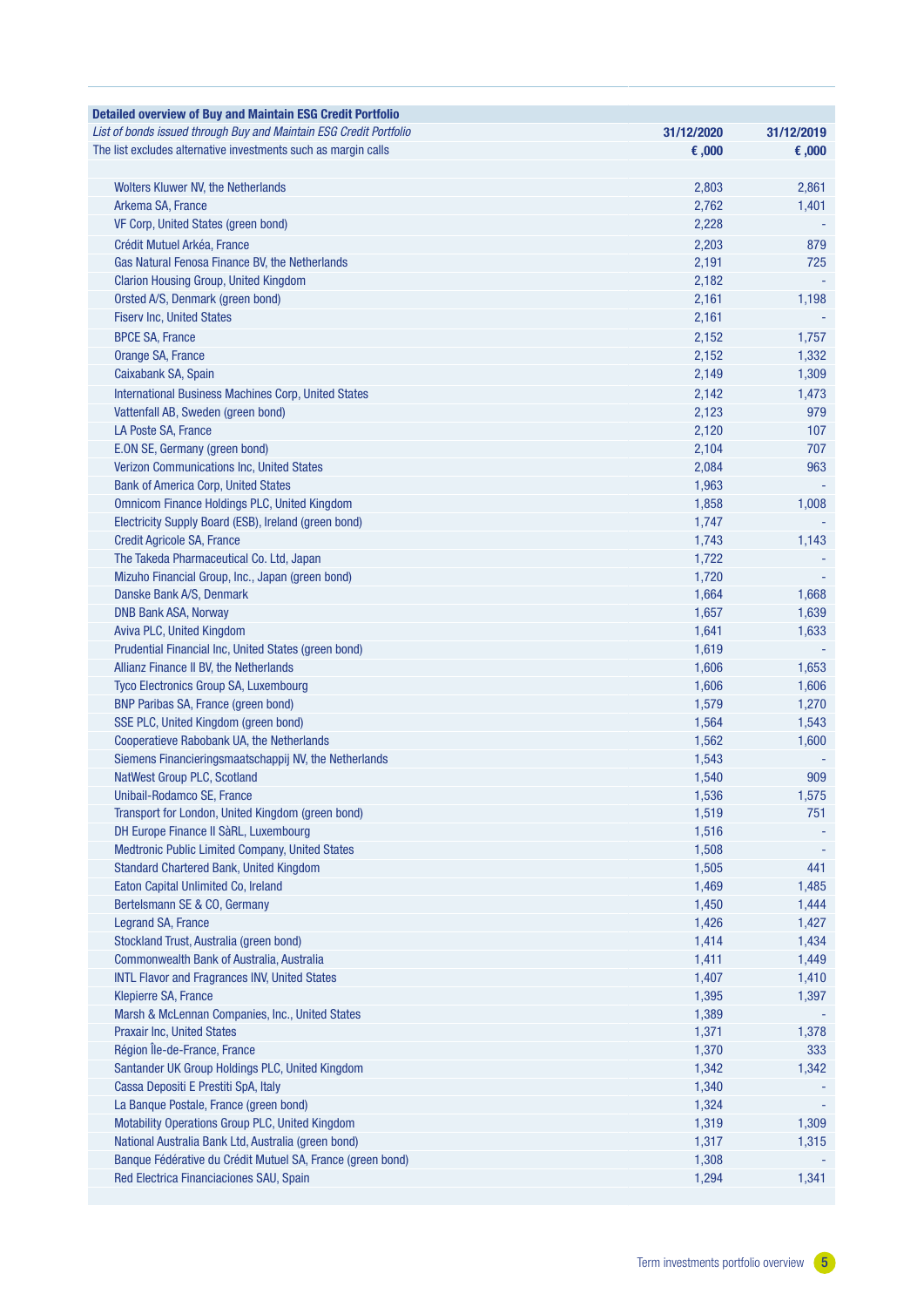| Detailed overview of Buy and Maintain ESG Credit Portfolio | | |
|---|---|---|
| *List of bonds issued through Buy and Maintain ESG Credit Portfolio* | **31/12/2020** | **31/12/2019** |
| The list excludes alternative investments such as margin calls | **€ ,000** | **€ ,000** |
| | | |
| Wolters Kluwer NV, the Netherlands | 2,803 | 2,861 |
| Arkema SA, France | 2,762 | 1,401 |
| VF Corp, United States (green bond) | 2,228 | - |
| Crédit Mutuel Arkéa, France | 2,203 | 879 |
| Gas Natural Fenosa Finance BV, the Netherlands | 2,191 | 725 |
| Clarion Housing Group, United Kingdom | 2,182 | - |
| Orsted A/S, Denmark (green bond) | 2,161 | 1,198 |
| Fiserv Inc, United States | 2,161 | - |
| BPCE SA, France | 2,152 | 1,757 |
| Orange SA, France | 2,152 | 1,332 |
| Caixabank SA, Spain | 2,149 | 1,309 |
| International Business Machines Corp, United States | 2,142 | 1,473 |
| Vattenfall AB, Sweden (green bond) | 2,123 | 979 |
| LA Poste SA, France | 2,120 | 107 |
| E.ON SE, Germany (green bond) | 2,104 | 707 |
| Verizon Communications Inc, United States | 2,084 | 963 |
| Bank of America Corp, United States | 1,963 | - |
| Omnicom Finance Holdings PLC, United Kingdom | 1,858 | 1,008 |
| Electricity Supply Board (ESB), Ireland (green bond) | 1,747 | - |
| Credit Agricole SA, France | 1,743 | 1,143 |
| The Takeda Pharmaceutical Co. Ltd, Japan | 1,722 | - |
| Mizuho Financial Group, Inc., Japan (green bond) | 1,720 | - |
| Danske Bank A/S, Denmark | 1,664 | 1,668 |
| DNB Bank ASA, Norway | 1,657 | 1,639 |
| Aviva PLC, United Kingdom | 1,641 | 1,633 |
| Prudential Financial Inc, United States (green bond) | 1,619 | - |
| Allianz Finance II BV, the Netherlands | 1,606 | 1,653 |
| Tyco Electronics Group SA, Luxembourg | 1,606 | 1,606 |
| BNP Paribas SA, France (green bond) | 1,579 | 1,270 |
| SSE PLC, United Kingdom (green bond) | 1,564 | 1,543 |
| Cooperatieve Rabobank UA, the Netherlands | 1,562 | 1,600 |
| Siemens Financieringsmaatschappij NV, the Netherlands | 1,543 | - |
| NatWest Group PLC, Scotland | 1,540 | 909 |
| Unibail-Rodamco SE, France | 1,536 | 1,575 |
| Transport for London, United Kingdom (green bond) | 1,519 | 751 |
| DH Europe Finance II SàRL, Luxembourg | 1,516 | - |
| Medtronic Public Limited Company, United States | 1,508 | - |
| Standard Chartered Bank, United Kingdom | 1,505 | 441 |
| Eaton Capital Unlimited Co, Ireland | 1,469 | 1,485 |
| Bertelsmann SE & CO, Germany | 1,450 | 1,444 |
| Legrand SA, France | 1,426 | 1,427 |
| Stockland Trust, Australia (green bond) | 1,414 | 1,434 |
| Commonwealth Bank of Australia, Australia | 1,411 | 1,449 |
| INTL Flavor and Fragrances INV, United States | 1,407 | 1,410 |
| Klepierre SA, France | 1,395 | 1,397 |
| Marsh & McLennan Companies, Inc., United States | 1,389 | - |
| Praxair Inc, United States | 1,371 | 1,378 |
| Région Île-de-France, France | 1,370 | 333 |
| Santander UK Group Holdings PLC, United Kingdom | 1,342 | 1,342 |
| Cassa Depositi E Prestiti SpA, Italy | 1,340 | - |
| La Banque Postale, France (green bond) | 1,324 | - |
| Motability Operations Group PLC, United Kingdom | 1,319 | 1,309 |
| National Australia Bank Ltd, Australia (green bond) | 1,317 | 1,315 |
| Banque Fédérative du Crédit Mutuel SA, France (green bond) | 1,308 | - |
| Red Electrica Financiaciones SAU, Spain | 1,294 | 1,341 |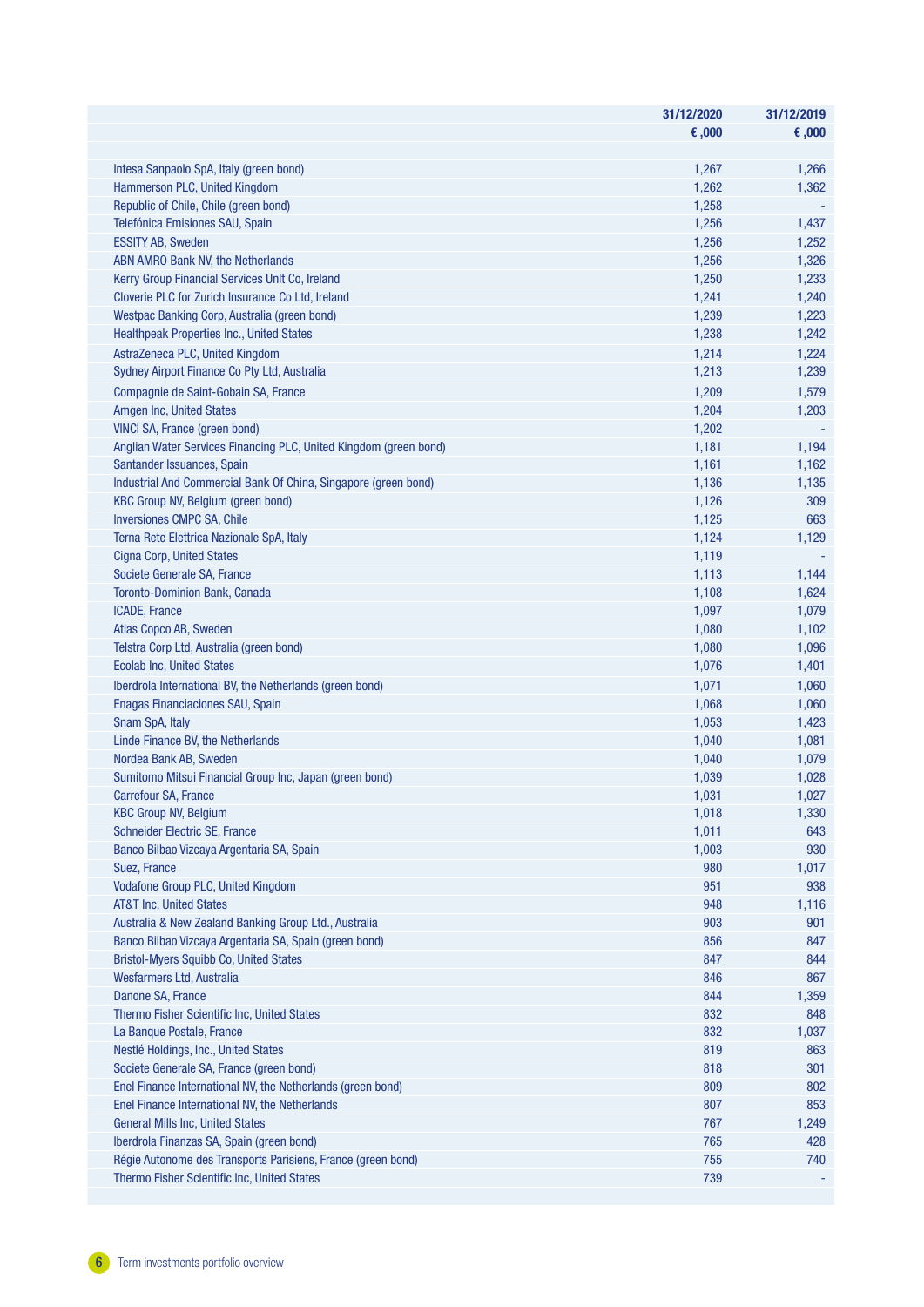| | 31/12/2020 | 31/12/2019 |
|---|---|---|
| | € ,000 | € ,000 |
| Intesa Sanpaolo SpA, Italy (green bond) | 1,267 | 1,266 |
| Hammerson PLC, United Kingdom | 1,262 | 1,362 |
| Republic of Chile, Chile (green bond) | 1,258 | - |
| Telefónica Emisiones SAU, Spain | 1,256 | 1,437 |
| ESSITY AB, Sweden | 1,256 | 1,252 |
| ABN AMRO Bank NV, the Netherlands | 1,256 | 1,326 |
| Kerry Group Financial Services Unlt Co, Ireland | 1,250 | 1,233 |
| Cloverie PLC for Zurich Insurance Co Ltd, Ireland | 1,241 | 1,240 |
| Westpac Banking Corp, Australia (green bond) | 1,239 | 1,223 |
| Healthpeak Properties Inc., United States | 1,238 | 1,242 |
| AstraZeneca PLC, United Kingdom | 1,214 | 1,224 |
| Sydney Airport Finance Co Pty Ltd, Australia | 1,213 | 1,239 |
| Compagnie de Saint-Gobain SA, France | 1,209 | 1,579 |
| Amgen Inc, United States | 1,204 | 1,203 |
| VINCI SA, France (green bond) | 1,202 | - |
| Anglian Water Services Financing PLC, United Kingdom (green bond) | 1,181 | 1,194 |
| Santander Issuances, Spain | 1,161 | 1,162 |
| Industrial And Commercial Bank Of China, Singapore (green bond) | 1,136 | 1,135 |
| KBC Group NV, Belgium (green bond) | 1,126 | 309 |
| Inversiones CMPC SA, Chile | 1,125 | 663 |
| Terna Rete Elettrica Nazionale SpA, Italy | 1,124 | 1,129 |
| Cigna Corp, United States | 1,119 | - |
| Societe Generale SA, France | 1,113 | 1,144 |
| Toronto-Dominion Bank, Canada | 1,108 | 1,624 |
| ICADE, France | 1,097 | 1,079 |
| Atlas Copco AB, Sweden | 1,080 | 1,102 |
| Telstra Corp Ltd, Australia (green bond) | 1,080 | 1,096 |
| Ecolab Inc, United States | 1,076 | 1,401 |
| Iberdrola International BV, the Netherlands (green bond) | 1,071 | 1,060 |
| Enagas Financiaciones SAU, Spain | 1,068 | 1,060 |
| Snam SpA, Italy | 1,053 | 1,423 |
| Linde Finance BV, the Netherlands | 1,040 | 1,081 |
| Nordea Bank AB, Sweden | 1,040 | 1,079 |
| Sumitomo Mitsui Financial Group Inc, Japan (green bond) | 1,039 | 1,028 |
| Carrefour SA, France | 1,031 | 1,027 |
| KBC Group NV, Belgium | 1,018 | 1,330 |
| Schneider Electric SE, France | 1,011 | 643 |
| Banco Bilbao Vizcaya Argentaria SA, Spain | 1,003 | 930 |
| Suez, France | 980 | 1,017 |
| Vodafone Group PLC, United Kingdom | 951 | 938 |
| AT&T Inc, United States | 948 | 1,116 |
| Australia & New Zealand Banking Group Ltd., Australia | 903 | 901 |
| Banco Bilbao Vizcaya Argentaria SA, Spain (green bond) | 856 | 847 |
| Bristol-Myers Squibb Co, United States | 847 | 844 |
| Wesfarmers Ltd, Australia | 846 | 867 |
| Danone SA, France | 844 | 1,359 |
| Thermo Fisher Scientific Inc, United States | 832 | 848 |
| La Banque Postale, France | 832 | 1,037 |
| Nestlé Holdings, Inc., United States | 819 | 863 |
| Societe Generale SA, France (green bond) | 818 | 301 |
| Enel Finance International NV, the Netherlands (green bond) | 809 | 802 |
| Enel Finance International NV, the Netherlands | 807 | 853 |
| General Mills Inc, United States | 767 | 1,249 |
| Iberdrola Finanzas SA, Spain (green bond) | 765 | 428 |
| Régie Autonome des Transports Parisiens, France (green bond) | 755 | 740 |
| Thermo Fisher Scientific Inc, United States | 739 | - |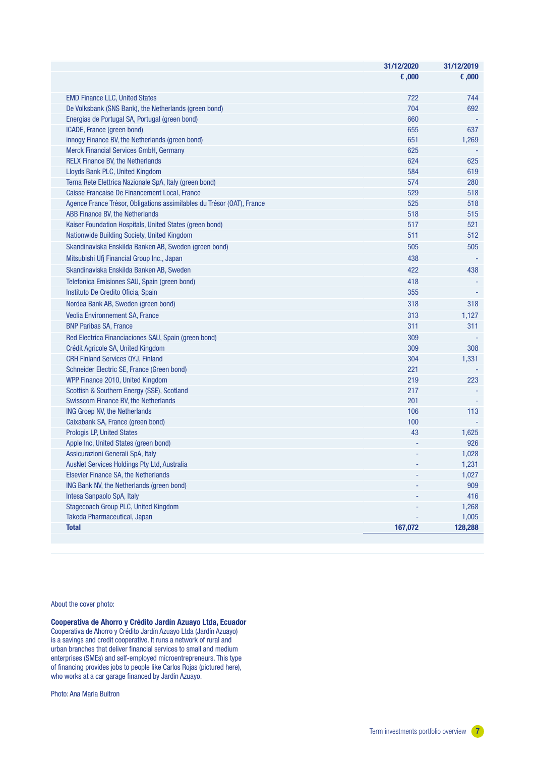| | 31/12/2020 | 31/12/2019 |
|---|---|---|
| | € ,000 | € ,000 |
| EMD Finance LLC, United States | 722 | 744 |
| De Volksbank (SNS Bank), the Netherlands (green bond) | 704 | 692 |
| Energias de Portugal SA, Portugal (green bond) | 660 | - |
| ICADE, France (green bond) | 655 | 637 |
| innogy Finance BV, the Netherlands (green bond) | 651 | 1,269 |
| Merck Financial Services GmbH, Germany | 625 | - |
| RELX Finance BV, the Netherlands | 624 | 625 |
| Lloyds Bank PLC, United Kingdom | 584 | 619 |
| Terna Rete Elettrica Nazionale SpA, Italy (green bond) | 574 | 280 |
| Caisse Francaise De Financement Local, France | 529 | 518 |
| Agence France Trésor, Obligations assimilables du Trésor (OAT), France | 525 | 518 |
| ABB Finance BV, the Netherlands | 518 | 515 |
| Kaiser Foundation Hospitals, United States (green bond) | 517 | 521 |
| Nationwide Building Society, United Kingdom | 511 | 512 |
| Skandinaviska Enskilda Banken AB, Sweden (green bond) | 505 | 505 |
| Mitsubishi Ufj Financial Group Inc., Japan | 438 | - |
| Skandinaviska Enskilda Banken AB, Sweden | 422 | 438 |
| Telefonica Emisiones SAU, Spain (green bond) | 418 | - |
| Instituto De Credito Oficia, Spain | 355 | - |
| Nordea Bank AB, Sweden (green bond) | 318 | 318 |
| Veolia Environnement SA, France | 313 | 1,127 |
| BNP Paribas SA, France | 311 | 311 |
| Red Electrica Financiaciones SAU, Spain (green bond) | 309 | - |
| Crédit Agricole SA, United Kingdom | 309 | 308 |
| CRH Finland Services OYJ, Finland | 304 | 1,331 |
| Schneider Electric SE, France (Green bond) | 221 | - |
| WPP Finance 2010, United Kingdom | 219 | 223 |
| Scottish & Southern Energy (SSE), Scotland | 217 | - |
| Swisscom Finance BV, the Netherlands | 201 | - |
| ING Groep NV, the Netherlands | 106 | 113 |
| Caixabank SA, France (green bond) | 100 | - |
| Prologis LP, United States | 43 | 1,625 |
| Apple Inc, United States (green bond) | - | 926 |
| Assicurazioni Generali SpA, Italy | - | 1,028 |
| AusNet Services Holdings Pty Ltd, Australia | - | 1,231 |
| Elsevier Finance SA, the Netherlands | - | 1,027 |
| ING Bank NV, the Netherlands (green bond) | - | 909 |
| Intesa Sanpaolo SpA, Italy | - | 416 |
| Stagecoach Group PLC, United Kingdom | - | 1,268 |
| Takeda Pharmaceutical, Japan | - | 1,005 |
| **Total** | **167,072** | **128,288** |

About the cover photo:

**Cooperativa de Ahorro y Crédito Jardín Azuayo Ltda, Ecuador**
Cooperativa de Ahorro y Crédito Jardín Azuayo Ltda (Jardín Azuayo) is a savings and credit cooperative. It runs a network of rural and urban branches that deliver financial services to small and medium enterprises (SMEs) and self-employed microentrepreneurs. This type of financing provides jobs to people like Carlos Rojas (pictured here), who works at a car garage financed by Jardín Azuayo.

Photo: Ana Maria Buitron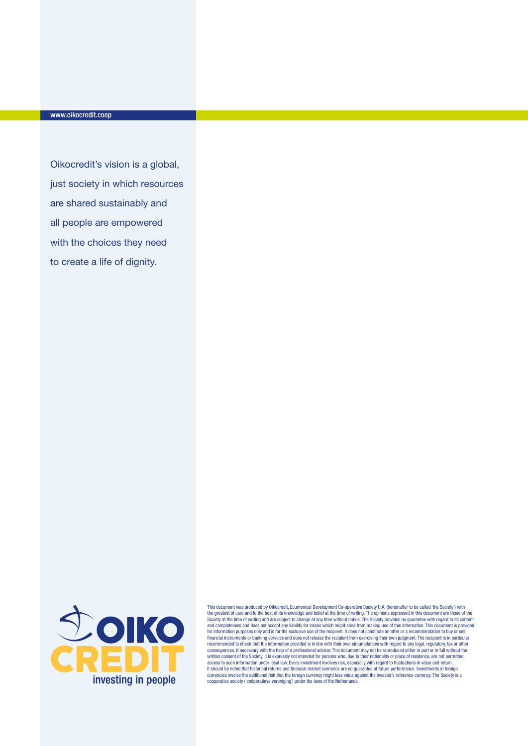www.oikocredit.coop

Oikocredit's vision is a global, just society in which resources are shared sustainably and all people are empowered with the choices they need to create a life of dignity.

OIKO CREDIT
investing in people

This document was produced by Oikocredit, Ecumenical Development Co-operative Society U.A. (hereinafter to be called 'the Society') with the greatest of care and to the best of its knowledge and belief at the time of writing. The opinions expressed in this document are those of the Society at the time of writing and are subject to change at any time without notice. The Society provides no guarantee with regard to its content and completeness and does not accept any liability for losses which might arise from making use of this information. This document is provided for information purposes only and is for the exclusive use of the recipient. It does not constitute an offer or a recommendation to buy or sell financial instruments or banking services and does not release the recipient from exercising their own judgment. The recipient is in particular recommended to check that the information provided is in line with their own circumstances with regard to any legal, regulatory, tax or other consequences, if necessary with the help of a professional advisor. This document may not be reproduced either in part or in full without the written consent of the Society. It is expressly not intended for persons who, due to their nationality or place of residence, are not permitted access to such information under local law. Every investment involves risk, especially with regard to fluctuations in value and return. It should be noted that historical returns and financial market scenarios are no guarantee of future performance. Investments in foreign currencies involve the additional risk that the foreign currency might lose value against the investor's reference currency. The Society is a cooperative society ('coöperatieve vereniging') under the laws of the Netherlands.